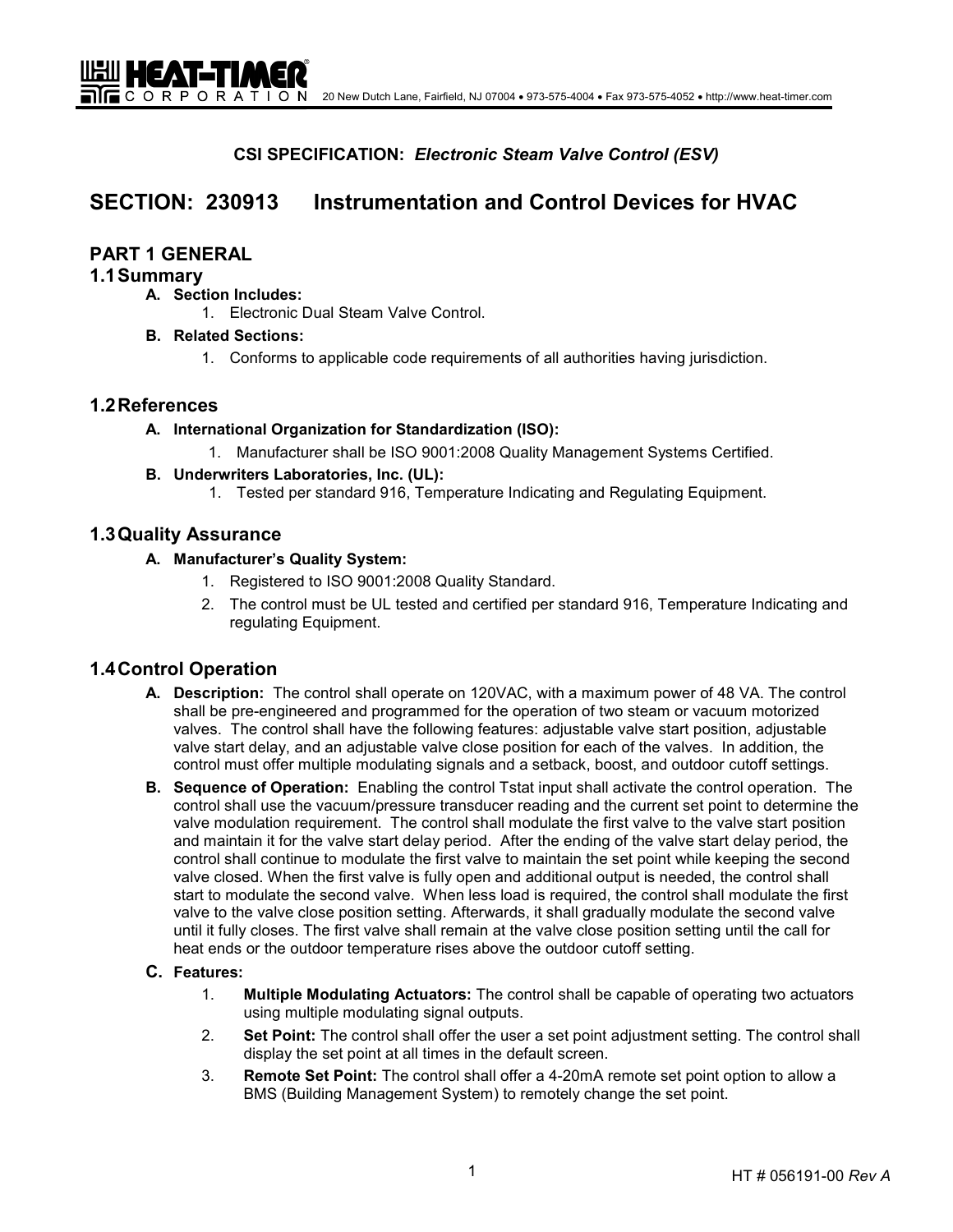**CSI SPECIFICATION:** ***Electronic Steam Valve Control (ESV)***

# SECTION: 230913 Instrumentation and Control Devices for HVAC

## PART 1 GENERAL

### 1.1 Summary

**A. Section Includes:**

1. Electronic Dual Steam Valve Control.

**B. Related Sections:**

1. Conforms to applicable code requirements of all authorities having jurisdiction.

### 1.2 References

**A. International Organization for Standardization (ISO):**

1. Manufacturer shall be ISO 9001:2008 Quality Management Systems Certified.

**B. Underwriters Laboratories, Inc. (UL):**

1. Tested per standard 916, Temperature Indicating and Regulating Equipment.

### 1.3 Quality Assurance

**A. Manufacturer's Quality System:**

1. Registered to ISO 9001:2008 Quality Standard.
2. The control must be UL tested and certified per standard 916, Temperature Indicating and regulating Equipment.

### 1.4 Control Operation

**A. Description:** The control shall operate on 120VAC, with a maximum power of 48 VA. The control shall be pre-engineered and programmed for the operation of two steam or vacuum motorized valves. The control shall have the following features: adjustable valve start position, adjustable valve start delay, and an adjustable valve close position for each of the valves. In addition, the control must offer multiple modulating signals and a setback, boost, and outdoor cutoff settings.

**B. Sequence of Operation:** Enabling the control Tstat input shall activate the control operation. The control shall use the vacuum/pressure transducer reading and the current set point to determine the valve modulation requirement. The control shall modulate the first valve to the valve start position and maintain it for the valve start delay period. After the ending of the valve start delay period, the control shall continue to modulate the first valve to maintain the set point while keeping the second valve closed. When the first valve is fully open and additional output is needed, the control shall start to modulate the second valve. When less load is required, the control shall modulate the first valve to the valve close position setting. Afterwards, it shall gradually modulate the second valve until it fully closes. The first valve shall remain at the valve close position setting until the call for heat ends or the outdoor temperature rises above the outdoor cutoff setting.

**C. Features:**

1. **Multiple Modulating Actuators:** The control shall be capable of operating two actuators using multiple modulating signal outputs.
2. **Set Point:** The control shall offer the user a set point adjustment setting. The control shall display the set point at all times in the default screen.
3. **Remote Set Point:** The control shall offer a 4-20mA remote set point option to allow a BMS (Building Management System) to remotely change the set point.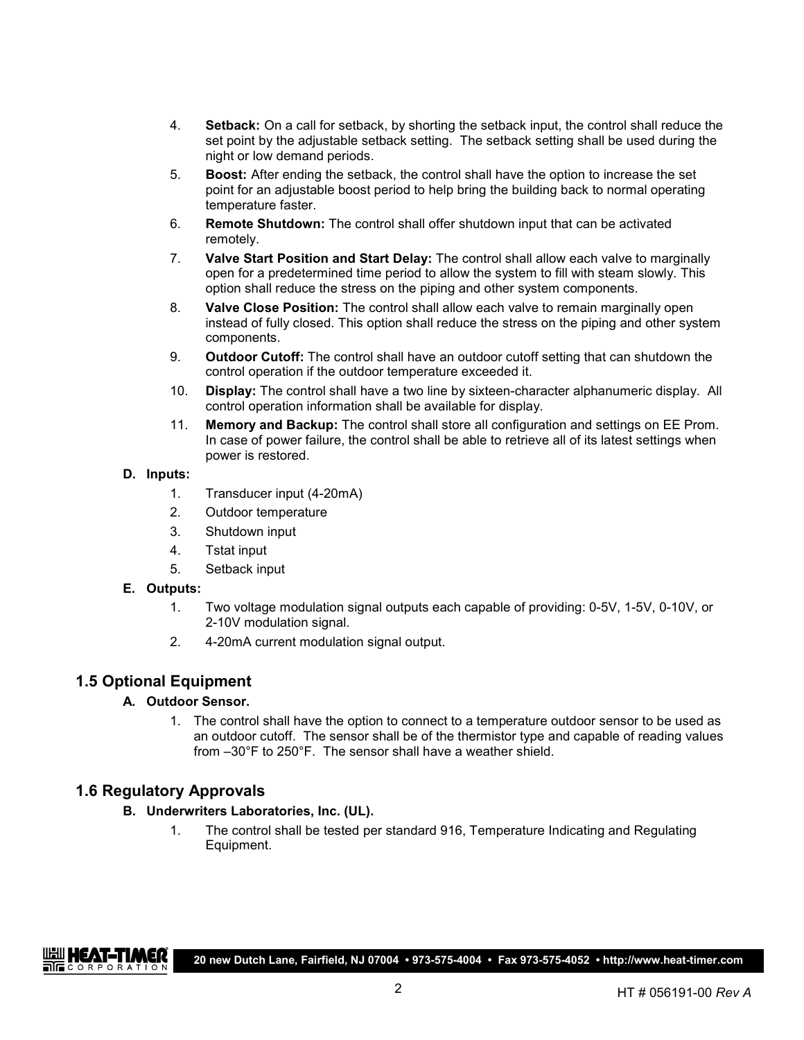4. **Setback:** On a call for setback, by shorting the setback input, the control shall reduce the set point by the adjustable setback setting. The setback setting shall be used during the night or low demand periods.
5. **Boost:** After ending the setback, the control shall have the option to increase the set point for an adjustable boost period to help bring the building back to normal operating temperature faster.
6. **Remote Shutdown:** The control shall offer shutdown input that can be activated remotely.
7. **Valve Start Position and Start Delay:** The control shall allow each valve to marginally open for a predetermined time period to allow the system to fill with steam slowly. This option shall reduce the stress on the piping and other system components.
8. **Valve Close Position:** The control shall allow each valve to remain marginally open instead of fully closed. This option shall reduce the stress on the piping and other system components.
9. **Outdoor Cutoff:** The control shall have an outdoor cutoff setting that can shutdown the control operation if the outdoor temperature exceeded it.
10. **Display:** The control shall have a two line by sixteen-character alphanumeric display. All control operation information shall be available for display.
11. **Memory and Backup:** The control shall store all configuration and settings on EE Prom. In case of power failure, the control shall be able to retrieve all of its latest settings when power is restored.

**D. Inputs:**

1. Transducer input (4-20mA)
2. Outdoor temperature
3. Shutdown input
4. Tstat input
5. Setback input

**E. Outputs:**

1. Two voltage modulation signal outputs each capable of providing: 0-5V, 1-5V, 0-10V, or 2-10V modulation signal.
2. 4-20mA current modulation signal output.

## 1.5 Optional Equipment

**A. Outdoor Sensor.**

1. The control shall have the option to connect to a temperature outdoor sensor to be used as an outdoor cutoff. The sensor shall be of the thermistor type and capable of reading values from –30°F to 250°F. The sensor shall have a weather shield.

## 1.6 Regulatory Approvals

**B. Underwriters Laboratories, Inc. (UL).**

1. The control shall be tested per standard 916, Temperature Indicating and Regulating Equipment.